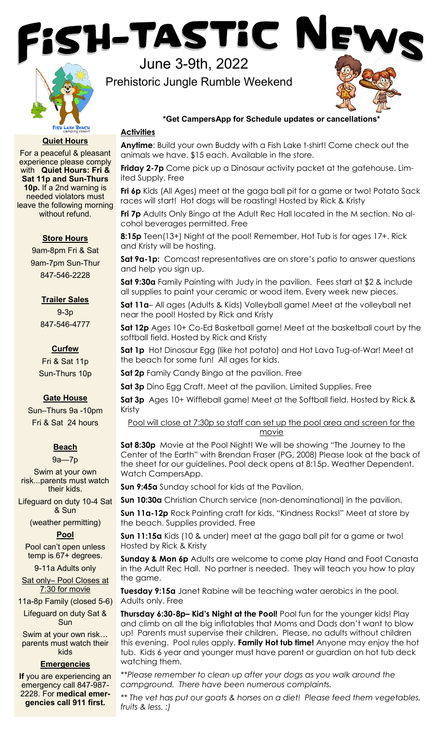# FiSH-TASTiC News

June 3-9th, 2022

Prehistoric Jungle Rumble Weekend

**\*Get CampersApp for Schedule updates or cancellations\***

## Activities

**Anytime**: Build your own Buddy with a Fish Lake t-shirt! Come check out the animals we have. $15 each. Available in the store.

**Friday 2-7p** Come pick up a Dinosaur activity packet at the gatehouse. Limited Supply. Free

**Fri 6p** Kids (All Ages) meet at the gaga ball pit for a game or two! Potato Sack races will start! Hot dogs will be roasting! Hosted by Rick & Kristy

**Fri 7p** Adults Only Bingo at the Adult Rec Hall located in the M section. No alcohol beverages permitted. Free

**8:15p** Teen(13+) Night at the pool! Remember, Hot Tub is for ages 17+. Rick and Kristy will be hosting.

**Sat 9a-1p:** Comcast representatives are on store's patio to answer questions and help you sign up.

**Sat 9:30a** Family Painting with Judy in the pavilion. Fees start at $2 & include all supplies to paint your ceramic or wood item. Every week new pieces.

**Sat 11a**– All ages (Adults & Kids) Volleyball game! Meet at the volleyball net near the pool! Hosted by Rick and Kristy

**Sat 12p** Ages 10+ Co-Ed Basketball game! Meet at the basketball court by the softball field. Hosted by Rick and Kristy

**Sat 1p** Hot Dinosaur Egg (like hot potato) and Hot Lava Tug-of-War! Meet at the beach for some fun! All ages for kids.

**Sat 2p** Family Candy Bingo at the pavilion. Free

**Sat 3p** Dino Egg Craft. Meet at the pavilion. Limited Supplies. Free

**Sat 3p** Ages 10+ Wiffleball game! Meet at the Softball field. Hosted by Rick & Kristy

Pool will close at 7:30p so staff can set up the pool area and screen for the movie

**Sat 8:30p** Movie at the Pool Night! We will be showing "The Journey to the Center of the Earth" with Brendan Fraser (PG, 2008) Please look at the back of the sheet for our guidelines. Pool deck opens at 8:15p. Weather Dependent. Watch CampersApp.

**Sun 9:45a** Sunday school for kids at the Pavilion.

**Sun 10:30a** Christian Church service (non-denominational) in the pavilion.

**Sun 11a-12p** Rock Painting craft for kids. "Kindness Rocks!" Meet at store by the beach. Supplies provided. Free

**Sun 11:15a** Kids (10 & under) meet at the gaga ball pit for a game or two! Hosted by Rick & Kristy

**Sunday & Mon 6p** Adults are welcome to come play Hand and Foot Canasta in the Adult Rec Hall. No partner is needed. They will teach you how to play the game.

**Tuesday 9:15a** Janet Rabine will be teaching water aerobics in the pool. Adults only. Free

**Thursday 6:30-8p– Kid's Night at the Pool!** Pool fun for the younger kids! Play and climb on all the big inflatables that Moms and Dads don't want to blow up! Parents must supervise their children. Please, no adults without children this evening. Pool rules apply. **Family Hot tub time!** Anyone may enjoy the hot tub. Kids 6 year and younger must have parent or guardian on hot tub deck watching them.

*\*\*Please remember to clean up after your dogs as you walk around the campground. There have been numerous complaints.*

*\*\* The vet has put our goats & horses on a diet! Please feed them vegetables, fruits & less. :)*

### Quiet Hours

For a peaceful & pleasant experience please comply with **Quiet Hours: Fri & Sat 11p and Sun-Thurs 10p.** If a 2nd warning is needed violators must leave the following morning without refund.

### Store Hours

9am-8pm Fri & Sat

9am-7pm Sun-Thur

847-546-2228

### Trailer Sales

9-3p

847-546-4777

### Curfew

Fri & Sat 11p

Sun-Thurs 10p

### Gate House

Sun–Thurs 9a -10pm

Fri & Sat 24 hours

### Beach

9a—7p

Swim at your own risk...parents must watch their kids.

Lifeguard on duty 10-4 Sat & Sun

(weather permitting)

### Pool

Pool can't open unless temp is 67+ degrees.

9-11a Adults only

Sat only– Pool Closes at 7:30 for movie

11a-8p Family (closed 5-6)

Lifeguard on duty Sat & Sun

Swim at your own risk… parents must watch their kids

### Emergencies

**If** you are experiencing an emergency call 847-987-2228. For **medical emergencies call 911 first.**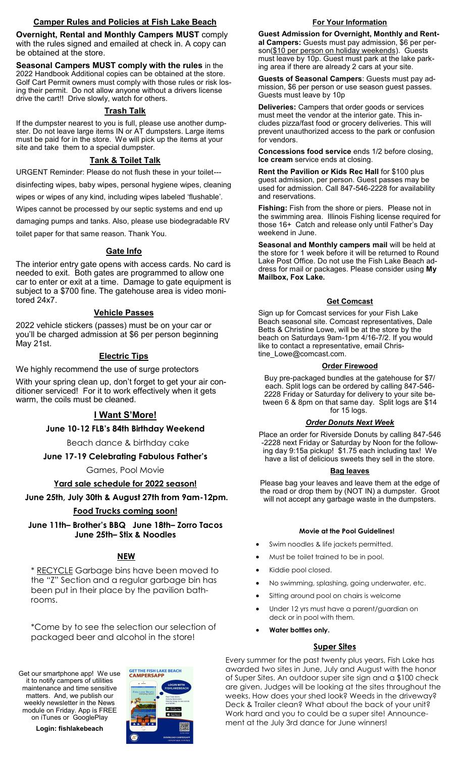## Camper Rules and Policies at Fish Lake Beach

**Overnight, Rental and Monthly Campers MUST** comply with the rules signed and emailed at check in. A copy can be obtained at the store.

**Seasonal Campers MUST comply with the rules** in the 2022 Handbook Additional copies can be obtained at the store. Golf Cart Permit owners must comply with those rules or risk losing their permit. Do not allow anyone without a drivers license drive the cart!! Drive slowly, watch for others.

## Trash Talk

If the dumpster nearest to you is full, please use another dumpster. Do not leave large items IN or AT dumpsters. Large items must be paid for in the store. We will pick up the items at your site and take them to a special dumpster.

## Tank & Toilet Talk

URGENT Reminder: Please do not flush these in your toilet---

disinfecting wipes, baby wipes, personal hygiene wipes, cleaning wipes or wipes of any kind, including wipes labeled 'flushable'. Wipes cannot be processed by our septic systems and end up damaging pumps and tanks. Also, please use biodegradable RV toilet paper for that same reason. Thank You.

## Gate Info

The interior entry gate opens with access cards. No card is needed to exit. Both gates are programmed to allow one car to enter or exit at a time. Damage to gate equipment is subject to a $700 fine. The gatehouse area is video monitored 24x7.

## Vehicle Passes

2022 vehicle stickers (passes) must be on your car or you'll be charged admission at $6 per person beginning May 21st.

## Electric Tips

We highly recommend the use of surge protectors

With your spring clean up, don't forget to get your air conditioner serviced! For it to work effectively when it gets warm, the coils must be cleaned.

## I Want S'More!

**June 10-12 FLB's 84th Birthday Weekend**

Beach dance & birthday cake

**June 17-19 Celebrating Fabulous Father's**

Games, Pool Movie

**Yard sale schedule for 2022 season!**

**June 25th, July 30th & August 27th from 9am-12pm.**

**Food Trucks coming soon!**

**June 11th– Brother's BBQ June 18th– Zorro Tacos**
**June 25th– Stix & Noodles**

## NEW

* RECYCLE Garbage bins have been moved to the "Z" Section and a regular garbage bin has been put in their place by the pavilion bathrooms.

*Come by to see the selection our selection of packaged beer and alcohol in the store!

Get our smartphone app! We use it to notify campers of utilities maintenance and time sensitive matters. And, we publish our weekly newsletter in the News module on Friday. App is FREE on iTunes or GooglePlay

**Login: fishlakebeach**

GET THE FISH LAKE BEACH CAMPERSAPP

## For Your Information

**Guest Admission for Overnight, Monthly and Rental Campers:** Guests must pay admission, $6 per person($10 per person on holiday weekends). Guests must leave by 10p. Guest must park at the lake parking area if there are already 2 cars at your site.

**Guests of Seasonal Campers**: Guests must pay admission, $6 per person or use season guest passes. Guests must leave by 10p

**Deliveries:** Campers that order goods or services must meet the vendor at the interior gate. This includes pizza/fast food or grocery deliveries. This will prevent unauthorized access to the park or confusion for vendors.

**Concessions food service** ends 1/2 before closing, **Ice cream** service ends at closing.

**Rent the Pavilion or Kids Rec Hall** for $100 plus guest admission, per person. Guest passes may be used for admission. Call 847-546-2228 for availability and reservations.

**Fishing:** Fish from the shore or piers. Please not in the swimming area. Illinois Fishing license required for those 16+ Catch and release only until Father's Day weekend in June.

**Seasonal and Monthly campers mail** will be held at the store for 1 week before it will be returned to Round Lake Post Office. Do not use the Fish Lake Beach address for mail or packages. Please consider using **My Mailbox, Fox Lake.**

## Get Comcast

Sign up for Comcast services for your Fish Lake Beach seasonal site. Comcast representatives, Dale Betts & Christine Lowe, will be at the store by the beach on Saturdays 9am-1pm 4/16-7/2. If you would like to contact a representative, email Christine_Lowe@comcast.com.

## Order Firewood

Buy pre-packaged bundles at the gatehouse for $7/ each. Split logs can be ordered by calling 847-546-2228 Friday or Saturday for delivery to your site between 6 & 8pm on that same day. Split logs are $14 for 15 logs.

## *Order Donuts Next Week*

Place an order for Riverside Donuts by calling 847-546-2228 next Friday or Saturday by Noon for the following day 9:15a pickup! $1.75 each including tax! We have a list of delicious sweets they sell in the store.

## Bag leaves

Please bag your leaves and leave them at the edge of the road or drop them by (NOT IN) a dumpster. Groot will not accept any garbage waste in the dumpsters.

#### Movie at the Pool Guidelines!

- Swim noodles & life jackets permitted.
- Must be toilet trained to be in pool.
- Kiddie pool closed.
- No swimming, splashing, going underwater, etc.
- Sitting around pool on chairs is welcome
- Under 12 yrs must have a parent/guardian on deck or in pool with them.
- **Water bottles only.**

## Super Sites

Every summer for the past twenty plus years, Fish Lake has awarded two sites in June, July and August with the honor of Super Sites. An outdoor super site sign and a $100 check are given. Judges will be looking at the sites throughout the weeks. How does your shed look? Weeds in the driveway? Deck & Trailer clean? What about the back of your unit? Work hard and you to could be a super site! Announcement at the July 3rd dance for June winners!